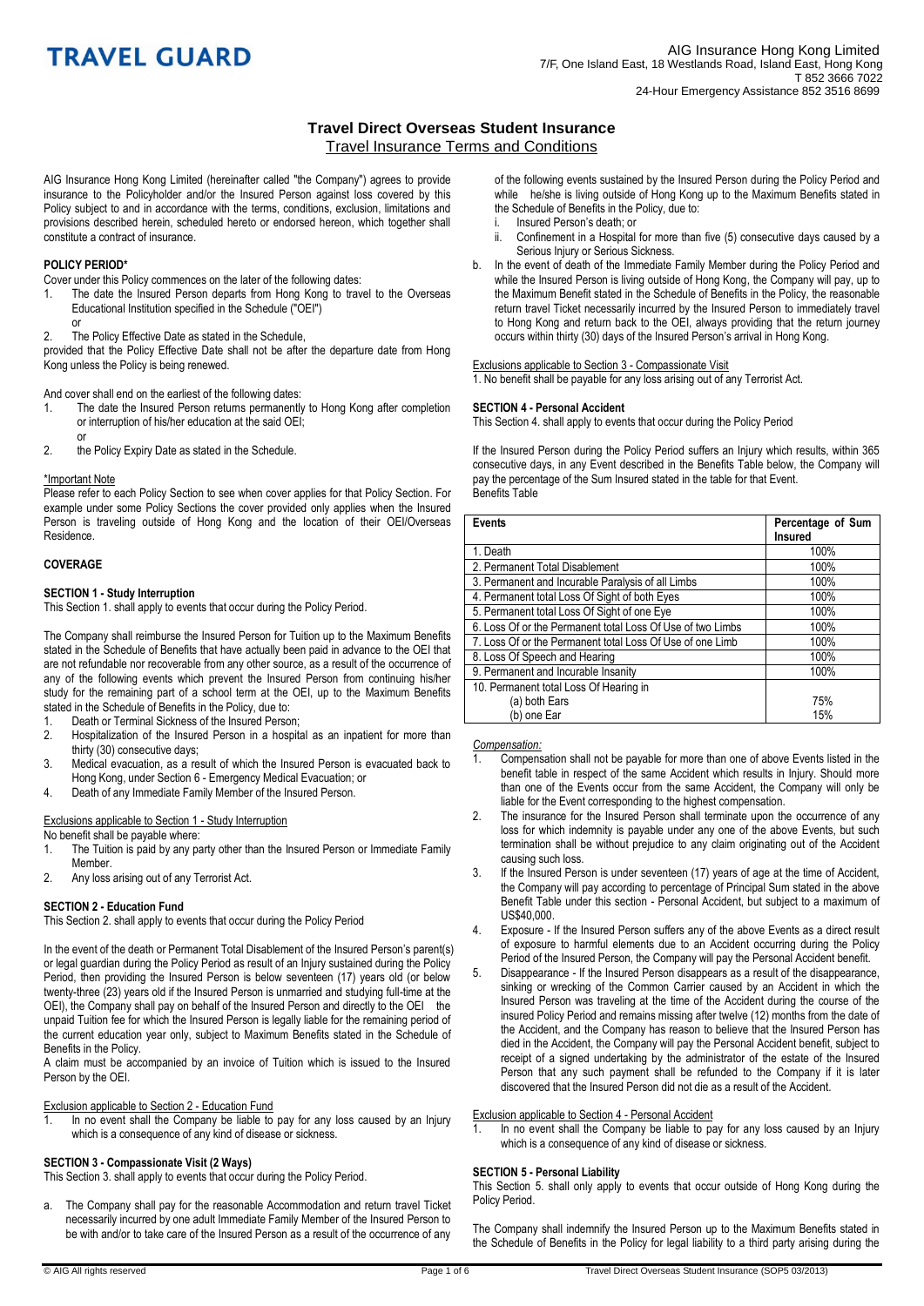TRAVEL GUARD

AIG Insurance Hong Kong Limited
7/F, One Island East, 18 Westlands Road, Island East, Hong Kong
T 852 3666 7022
24-Hour Emergency Assistance 852 3516 8699

# Travel Direct Overseas Student Insurance

## Travel Insurance Terms and Conditions

AIG Insurance Hong Kong Limited (hereinafter called "the Company") agrees to provide insurance to the Policyholder and/or the Insured Person against loss covered by this Policy subject to and in accordance with the terms, conditions, exclusion, limitations and provisions described herein, scheduled hereto or endorsed hereon, which together shall constitute a contract of insurance.

**POLICY PERIOD\***

Cover under this Policy commences on the later of the following dates:

1. The date the Insured Person departs from Hong Kong to travel to the Overseas Educational Institution specified in the Schedule ("OEI")

   or

2. The Policy Effective Date as stated in the Schedule,

provided that the Policy Effective Date shall not be after the departure date from Hong Kong unless the Policy is being renewed.

And cover shall end on the earliest of the following dates:

1. The date the Insured Person returns permanently to Hong Kong after completion or interruption of his/her education at the said OEI;

   or

2. the Policy Expiry Date as stated in the Schedule.

\*Important Note

Please refer to each Policy Section to see when cover applies for that Policy Section. For example under some Policy Sections the cover provided only applies when the Insured Person is traveling outside of Hong Kong and the location of their OEI/Overseas Residence.

**COVERAGE**

**SECTION 1 - Study Interruption**

This Section 1. shall apply to events that occur during the Policy Period.

The Company shall reimburse the Insured Person for Tuition up to the Maximum Benefits stated in the Schedule of Benefits that have actually been paid in advance to the OEI that are not refundable nor recoverable from any other source, as a result of the occurrence of any of the following events which prevent the Insured Person from continuing his/her study for the remaining part of a school term at the OEI, up to the Maximum Benefits stated in the Schedule of Benefits in the Policy, due to:

1. Death or Terminal Sickness of the Insured Person;
2. Hospitalization of the Insured Person in a hospital as an inpatient for more than thirty (30) consecutive days;
3. Medical evacuation, as a result of which the Insured Person is evacuated back to Hong Kong, under Section 6 - Emergency Medical Evacuation; or
4. Death of any Immediate Family Member of the Insured Person.

Exclusions applicable to Section 1 - Study Interruption

No benefit shall be payable where:

1. The Tuition is paid by any party other than the Insured Person or Immediate Family Member.
2. Any loss arising out of any Terrorist Act.

**SECTION 2 - Education Fund**

This Section 2. shall apply to events that occur during the Policy Period

In the event of the death or Permanent Total Disablement of the Insured Person's parent(s) or legal guardian during the Policy Period as result of an Injury sustained during the Policy Period, then providing the Insured Person is below seventeen (17) years old (or below twenty-three (23) years old if the Insured Person is unmarried and studying full-time at the OEI), the Company shall pay on behalf of the Insured Person and directly to the OEI the unpaid Tuition fee for which the Insured Person is legally liable for the remaining period of the current education year only, subject to Maximum Benefits stated in the Schedule of Benefits in the Policy.

A claim must be accompanied by an invoice of Tuition which is issued to the Insured Person by the OEI.

Exclusion applicable to Section 2 - Education Fund

1. In no event shall the Company be liable to pay for any loss caused by an Injury which is a consequence of any kind of disease or sickness.

**SECTION 3 - Compassionate Visit (2 Ways)**

This Section 3. shall apply to events that occur during the Policy Period.

a. The Company shall pay for the reasonable Accommodation and return travel Ticket necessarily incurred by one adult Immediate Family Member of the Insured Person to be with and/or to take care of the Insured Person as a result of the occurrence of any of the following events sustained by the Insured Person during the Policy Period and while he/she is living outside of Hong Kong up to the Maximum Benefits stated in the Schedule of Benefits in the Policy, due to:
   i. Insured Person's death; or
   ii. Confinement in a Hospital for more than five (5) consecutive days caused by a Serious Injury or Serious Sickness.
b. In the event of death of the Immediate Family Member during the Policy Period and while the Insured Person is living outside of Hong Kong, the Company will pay, up to the Maximum Benefit stated in the Schedule of Benefits in the Policy, the reasonable return travel Ticket necessarily incurred by the Insured Person to immediately travel to Hong Kong and return back to the OEI, always providing that the return journey occurs within thirty (30) days of the Insured Person's arrival in Hong Kong.

Exclusions applicable to Section 3 - Compassionate Visit

1. No benefit shall be payable for any loss arising out of any Terrorist Act.

**SECTION 4 - Personal Accident**

This Section 4. shall apply to events that occur during the Policy Period

If the Insured Person during the Policy Period suffers an Injury which results, within 365 consecutive days, in any Event described in the Benefits Table below, the Company will pay the percentage of the Sum Insured stated in the table for that Event.

Benefits Table

| Events | Percentage of Sum Insured |
|---|---|
| 1. Death | 100% |
| 2. Permanent Total Disablement | 100% |
| 3. Permanent and Incurable Paralysis of all Limbs | 100% |
| 4. Permanent total Loss Of Sight of both Eyes | 100% |
| 5. Permanent total Loss Of Sight of one Eye | 100% |
| 6. Loss Of or the Permanent total Loss Of Use of two Limbs | 100% |
| 7. Loss Of or the Permanent total Loss Of Use of one Limb | 100% |
| 8. Loss Of Speech and Hearing | 100% |
| 9. Permanent and Incurable Insanity | 100% |
| 10. Permanent total Loss Of Hearing in | |
| (a) both Ears | 75% |
| (b) one Ear | 15% |

*Compensation:*

1. Compensation shall not be payable for more than one of above Events listed in the benefit table in respect of the same Accident which results in Injury. Should more than one of the Events occur from the same Accident, the Company will only be liable for the Event corresponding to the highest compensation.
2. The insurance for the Insured Person shall terminate upon the occurrence of any loss for which indemnity is payable under any one of the above Events, but such termination shall be without prejudice to any claim originating out of the Accident causing such loss.
3. If the Insured Person is under seventeen (17) years of age at the time of Accident, the Company will pay according to percentage of Principal Sum stated in the above Benefit Table under this section - Personal Accident, but subject to a maximum of US$40,000.
4. Exposure - If the Insured Person suffers any of the above Events as a direct result of exposure to harmful elements due to an Accident occurring during the Policy Period of the Insured Person, the Company will pay the Personal Accident benefit.
5. Disappearance - If the Insured Person disappears as a result of the disappearance, sinking or wrecking of the Common Carrier caused by an Accident in which the Insured Person was traveling at the time of the Accident during the course of the insured Policy Period and remains missing after twelve (12) months from the date of the Accident, and the Company has reason to believe that the Insured Person has died in the Accident, the Company will pay the Personal Accident benefit, subject to receipt of a signed undertaking by the administrator of the estate of the Insured Person that any such payment shall be refunded to the Company if it is later discovered that the Insured Person did not die as a result of the Accident.

Exclusion applicable to Section 4 - Personal Accident

1. In no event shall the Company be liable to pay for any loss caused by an Injury which is a consequence of any kind of disease or sickness.

**SECTION 5 - Personal Liability**

This Section 5. shall only apply to events that occur outside of Hong Kong during the Policy Period.

The Company shall indemnify the Insured Person up to the Maximum Benefits stated in the Schedule of Benefits in the Policy for legal liability to a third party arising during the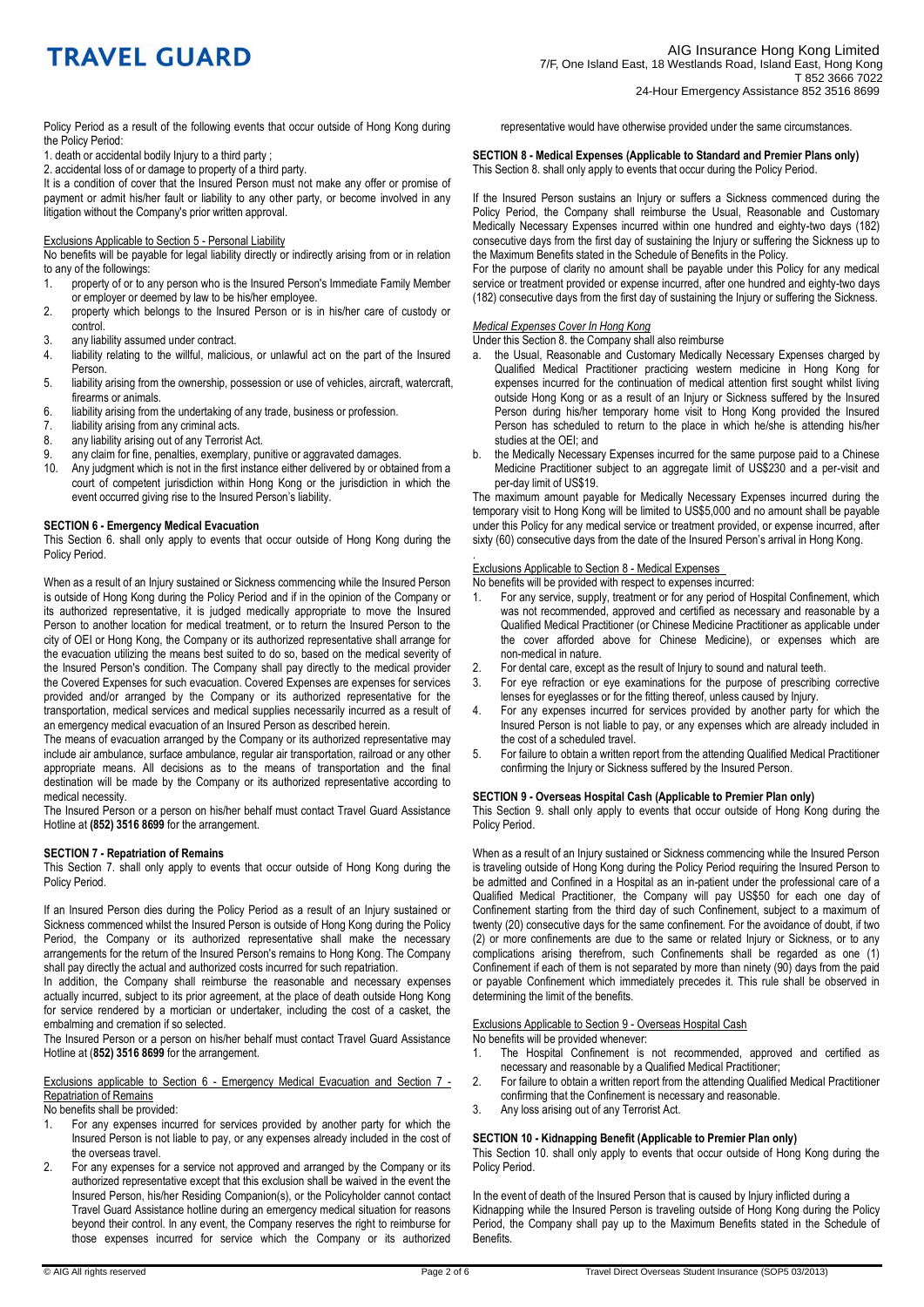Policy Period as a result of the following events that occur outside of Hong Kong during the Policy Period:

1. death or accidental bodily Injury to a third party ;
2. accidental loss of or damage to property of a third party.

It is a condition of cover that the Insured Person must not make any offer or promise of payment or admit his/her fault or liability to any other party, or become involved in any litigation without the Company's prior written approval.

Exclusions Applicable to Section 5 - Personal Liability

No benefits will be payable for legal liability directly or indirectly arising from or in relation to any of the followings:

1. property of or to any person who is the Insured Person's Immediate Family Member or employer or deemed by law to be his/her employee.
2. property which belongs to the Insured Person or is in his/her care of custody or control.
3. any liability assumed under contract.
4. liability relating to the willful, malicious, or unlawful act on the part of the Insured Person.
5. liability arising from the ownership, possession or use of vehicles, aircraft, watercraft, firearms or animals.
6. liability arising from the undertaking of any trade, business or profession.
7. liability arising from any criminal acts.
8. any liability arising out of any Terrorist Act.
9. any claim for fine, penalties, exemplary, punitive or aggravated damages.
10. Any judgment which is not in the first instance either delivered by or obtained from a court of competent jurisdiction within Hong Kong or the jurisdiction in which the event occurred giving rise to the Insured Person's liability.

**SECTION 6 - Emergency Medical Evacuation**

This Section 6. shall only apply to events that occur outside of Hong Kong during the Policy Period.

When as a result of an Injury sustained or Sickness commencing while the Insured Person is outside of Hong Kong during the Policy Period and if in the opinion of the Company or its authorized representative, it is judged medically appropriate to move the Insured Person to another location for medical treatment, or to return the Insured Person to the city of OEI or Hong Kong, the Company or its authorized representative shall arrange for the evacuation utilizing the means best suited to do so, based on the medical severity of the Insured Person's condition. The Company shall pay directly to the medical provider the Covered Expenses for such evacuation. Covered Expenses are expenses for services provided and/or arranged by the Company or its authorized representative for the transportation, medical services and medical supplies necessarily incurred as a result of an emergency medical evacuation of an Insured Person as described herein.

The means of evacuation arranged by the Company or its authorized representative may include air ambulance, surface ambulance, regular air transportation, railroad or any other appropriate means. All decisions as to the means of transportation and the final destination will be made by the Company or its authorized representative according to medical necessity.

The Insured Person or a person on his/her behalf must contact Travel Guard Assistance Hotline at **(852) 3516 8699** for the arrangement.

**SECTION 7 - Repatriation of Remains**

This Section 7. shall only apply to events that occur outside of Hong Kong during the Policy Period.

If an Insured Person dies during the Policy Period as a result of an Injury sustained or Sickness commenced whilst the Insured Person is outside of Hong Kong during the Policy Period, the Company or its authorized representative shall make the necessary arrangements for the return of the Insured Person's remains to Hong Kong. The Company shall pay directly the actual and authorized costs incurred for such repatriation.

In addition, the Company shall reimburse the reasonable and necessary expenses actually incurred, subject to its prior agreement, at the place of death outside Hong Kong for service rendered by a mortician or undertaker, including the cost of a casket, the embalming and cremation if so selected.

The Insured Person or a person on his/her behalf must contact Travel Guard Assistance Hotline at (**852) 3516 8699** for the arrangement.

Exclusions applicable to Section 6 - Emergency Medical Evacuation and Section 7 - Repatriation of Remains

No benefits shall be provided:

1. For any expenses incurred for services provided by another party for which the Insured Person is not liable to pay, or any expenses already included in the cost of the overseas travel.
2. For any expenses for a service not approved and arranged by the Company or its authorized representative except that this exclusion shall be waived in the event the Insured Person, his/her Residing Companion(s), or the Policyholder cannot contact Travel Guard Assistance hotline during an emergency medical situation for reasons beyond their control. In any event, the Company reserves the right to reimburse for those expenses incurred for service which the Company or its authorized representative would have otherwise provided under the same circumstances.

**SECTION 8 - Medical Expenses (Applicable to Standard and Premier Plans only)**

This Section 8. shall only apply to events that occur during the Policy Period.

If the Insured Person sustains an Injury or suffers a Sickness commenced during the Policy Period, the Company shall reimburse the Usual, Reasonable and Customary Medically Necessary Expenses incurred within one hundred and eighty-two days (182) consecutive days from the first day of sustaining the Injury or suffering the Sickness up to the Maximum Benefits stated in the Schedule of Benefits in the Policy.

For the purpose of clarity no amount shall be payable under this Policy for any medical service or treatment provided or expense incurred, after one hundred and eighty-two days (182) consecutive days from the first day of sustaining the Injury or suffering the Sickness.

*Medical Expenses Cover In Hong Kong*

Under this Section 8. the Company shall also reimburse

a. the Usual, Reasonable and Customary Medically Necessary Expenses charged by Qualified Medical Practitioner practicing western medicine in Hong Kong for expenses incurred for the continuation of medical attention first sought whilst living outside Hong Kong or as a result of an Injury or Sickness suffered by the Insured Person during his/her temporary home visit to Hong Kong provided the Insured Person has scheduled to return to the place in which he/she is attending his/her studies at the OEI; and
b. the Medically Necessary Expenses incurred for the same purpose paid to a Chinese Medicine Practitioner subject to an aggregate limit of US$230 and a per-visit and per-day limit of US$19.

The maximum amount payable for Medically Necessary Expenses incurred during the temporary visit to Hong Kong will be limited to US$5,000 and no amount shall be payable under this Policy for any medical service or treatment provided, or expense incurred, after sixty (60) consecutive days from the date of the Insured Person's arrival in Hong Kong.

Exclusions Applicable to Section 8 - Medical Expenses

No benefits will be provided with respect to expenses incurred:

1. For any service, supply, treatment or for any period of Hospital Confinement, which was not recommended, approved and certified as necessary and reasonable by a Qualified Medical Practitioner (or Chinese Medicine Practitioner as applicable under the cover afforded above for Chinese Medicine), or expenses which are non-medical in nature.
2. For dental care, except as the result of Injury to sound and natural teeth.
3. For eye refraction or eye examinations for the purpose of prescribing corrective lenses for eyeglasses or for the fitting thereof, unless caused by Injury.
4. For any expenses incurred for services provided by another party for which the Insured Person is not liable to pay, or any expenses which are already included in the cost of a scheduled travel.
5. For failure to obtain a written report from the attending Qualified Medical Practitioner confirming the Injury or Sickness suffered by the Insured Person.

**SECTION 9 - Overseas Hospital Cash (Applicable to Premier Plan only)**

This Section 9. shall only apply to events that occur outside of Hong Kong during the Policy Period.

When as a result of an Injury sustained or Sickness commencing while the Insured Person is traveling outside of Hong Kong during the Policy Period requiring the Insured Person to be admitted and Confined in a Hospital as an in-patient under the professional care of a Qualified Medical Practitioner, the Company will pay US$50 for each one day of Confinement starting from the third day of such Confinement, subject to a maximum of twenty (20) consecutive days for the same confinement. For the avoidance of doubt, if two (2) or more confinements are due to the same or related Injury or Sickness, or to any complications arising therefrom, such Confinements shall be regarded as one (1) Confinement if each of them is not separated by more than ninety (90) days from the paid or payable Confinement which immediately precedes it. This rule shall be observed in determining the limit of the benefits.

Exclusions Applicable to Section 9 - Overseas Hospital Cash

No benefits will be provided whenever:

1. The Hospital Confinement is not recommended, approved and certified as necessary and reasonable by a Qualified Medical Practitioner;
2. For failure to obtain a written report from the attending Qualified Medical Practitioner confirming that the Confinement is necessary and reasonable.
3. Any loss arising out of any Terrorist Act.

**SECTION 10 - Kidnapping Benefit (Applicable to Premier Plan only)**

This Section 10. shall only apply to events that occur outside of Hong Kong during the Policy Period.

In the event of death of the Insured Person that is caused by Injury inflicted during a Kidnapping while the Insured Person is traveling outside of Hong Kong during the Policy Period, the Company shall pay up to the Maximum Benefits stated in the Schedule of Benefits.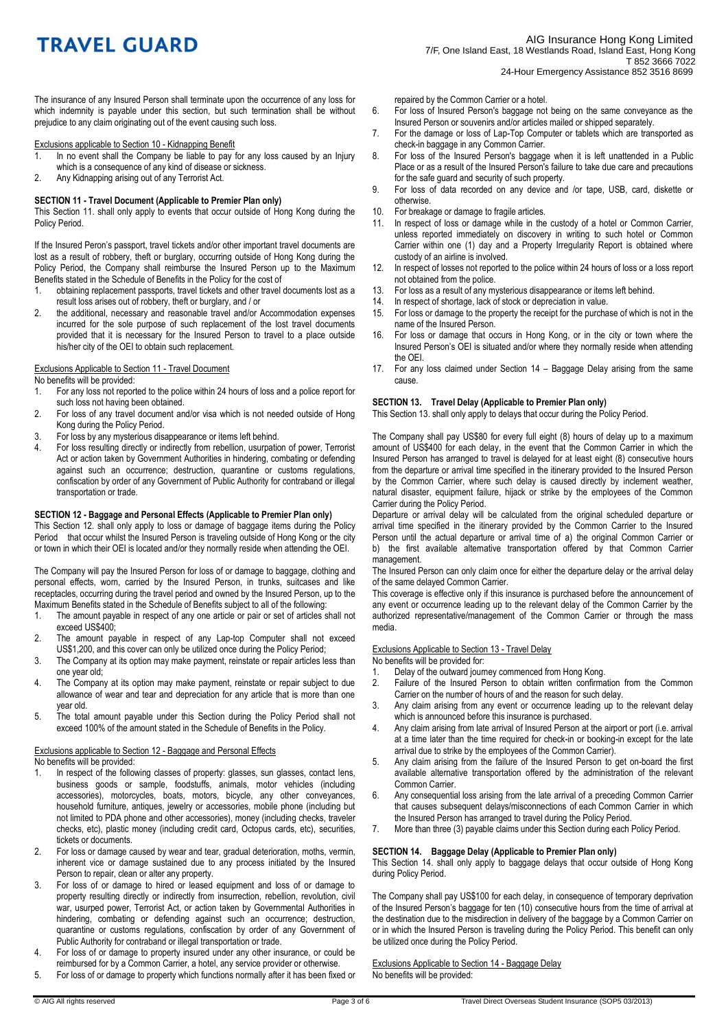The insurance of any Insured Person shall terminate upon the occurrence of any loss for which indemnity is payable under this section, but such termination shall be without prejudice to any claim originating out of the event causing such loss.

Exclusions applicable to Section 10 - Kidnapping Benefit

1. In no event shall the Company be liable to pay for any loss caused by an Injury which is a consequence of any kind of disease or sickness.
2. Any Kidnapping arising out of any Terrorist Act.

**SECTION 11 - Travel Document (Applicable to Premier Plan only)**

This Section 11. shall only apply to events that occur outside of Hong Kong during the Policy Period.

If the Insured Peron's passport, travel tickets and/or other important travel documents are lost as a result of robbery, theft or burglary, occurring outside of Hong Kong during the Policy Period, the Company shall reimburse the Insured Person up to the Maximum Benefits stated in the Schedule of Benefits in the Policy for the cost of

1. obtaining replacement passports, travel tickets and other travel documents lost as a result loss arises out of robbery, theft or burglary, and / or
2. the additional, necessary and reasonable travel and/or Accommodation expenses incurred for the sole purpose of such replacement of the lost travel documents provided that it is necessary for the Insured Person to travel to a place outside his/her city of the OEI to obtain such replacement.

Exclusions Applicable to Section 11 - Travel Document

No benefits will be provided:

1. For any loss not reported to the police within 24 hours of loss and a police report for such loss not having been obtained.
2. For loss of any travel document and/or visa which is not needed outside of Hong Kong during the Policy Period.
3. For loss by any mysterious disappearance or items left behind.
4. For loss resulting directly or indirectly from rebellion, usurpation of power, Terrorist Act or action taken by Government Authorities in hindering, combating or defending against such an occurrence; destruction, quarantine or customs regulations, confiscation by order of any Government of Public Authority for contraband or illegal transportation or trade.

**SECTION 12 - Baggage and Personal Effects (Applicable to Premier Plan only)**

This Section 12. shall only apply to loss or damage of baggage items during the Policy Period that occur whilst the Insured Person is traveling outside of Hong Kong or the city or town in which their OEI is located and/or they normally reside when attending the OEI.

The Company will pay the Insured Person for loss of or damage to baggage, clothing and personal effects, worn, carried by the Insured Person, in trunks, suitcases and like receptacles, occurring during the travel period and owned by the Insured Person, up to the Maximum Benefits stated in the Schedule of Benefits subject to all of the following:

1. The amount payable in respect of any one article or pair or set of articles shall not exceed US$400;
2. The amount payable in respect of any Lap-top Computer shall not exceed US$1,200, and this cover can only be utilized once during the Policy Period;
3. The Company at its option may make payment, reinstate or repair articles less than one year old;
4. The Company at its option may make payment, reinstate or repair subject to due allowance of wear and tear and depreciation for any article that is more than one year old.
5. The total amount payable under this Section during the Policy Period shall not exceed 100% of the amount stated in the Schedule of Benefits in the Policy.

Exclusions applicable to Section 12 - Baggage and Personal Effects

No benefits will be provided:

1. In respect of the following classes of property: glasses, sun glasses, contact lens, business goods or sample, foodstuffs, animals, motor vehicles (including accessories), motorcycles, boats, motors, bicycle, any other conveyances, household furniture, antiques, jewelry or accessories, mobile phone (including but not limited to PDA phone and other accessories), money (including checks, traveler checks, etc), plastic money (including credit card, Octopus cards, etc), securities, tickets or documents.
2. For loss or damage caused by wear and tear, gradual deterioration, moths, vermin, inherent vice or damage sustained due to any process initiated by the Insured Person to repair, clean or alter any property.
3. For loss of or damage to hired or leased equipment and loss of or damage to property resulting directly or indirectly from insurrection, rebellion, revolution, civil war, usurped power, Terrorist Act, or action taken by Governmental Authorities in hindering, combating or defending against such an occurrence; destruction, quarantine or customs regulations, confiscation by order of any Government of Public Authority for contraband or illegal transportation or trade.
4. For loss of or damage to property insured under any other insurance, or could be reimbursed for by a Common Carrier, a hotel, any service provider or otherwise.
5. For loss of or damage to property which functions normally after it has been fixed or repaired by the Common Carrier or a hotel.
6. For loss of Insured Person's baggage not being on the same conveyance as the Insured Person or souvenirs and/or articles mailed or shipped separately.
7. For the damage or loss of Lap-Top Computer or tablets which are transported as check-in baggage in any Common Carrier.
8. For loss of the Insured Person's baggage when it is left unattended in a Public Place or as a result of the Insured Person's failure to take due care and precautions for the safe guard and security of such property.
9. For loss of data recorded on any device and /or tape, USB, card, diskette or otherwise.
10. For breakage or damage to fragile articles.
11. In respect of loss or damage while in the custody of a hotel or Common Carrier, unless reported immediately on discovery in writing to such hotel or Common Carrier within one (1) day and a Property Irregularity Report is obtained where custody of an airline is involved.
12. In respect of losses not reported to the police within 24 hours of loss or a loss report not obtained from the police.
13. For loss as a result of any mysterious disappearance or items left behind.
14. In respect of shortage, lack of stock or depreciation in value.
15. For loss or damage to the property the receipt for the purchase of which is not in the name of the Insured Person.
16. For loss or damage that occurs in Hong Kong, or in the city or town where the Insured Person's OEI is situated and/or where they normally reside when attending the OEI.
17. For any loss claimed under Section 14 – Baggage Delay arising from the same cause.

**SECTION 13. Travel Delay (Applicable to Premier Plan only)**

This Section 13. shall only apply to delays that occur during the Policy Period.

The Company shall pay US$80 for every full eight (8) hours of delay up to a maximum amount of US$400 for each delay, in the event that the Common Carrier in which the Insured Person has arranged to travel is delayed for at least eight (8) consecutive hours from the departure or arrival time specified in the itinerary provided to the Insured Person by the Common Carrier, where such delay is caused directly by inclement weather, natural disaster, equipment failure, hijack or strike by the employees of the Common Carrier during the Policy Period.

Departure or arrival delay will be calculated from the original scheduled departure or arrival time specified in the itinerary provided by the Common Carrier to the Insured Person until the actual departure or arrival time of a) the original Common Carrier or b) the first available alternative transportation offered by that Common Carrier management.

The Insured Person can only claim once for either the departure delay or the arrival delay of the same delayed Common Carrier.

This coverage is effective only if this insurance is purchased before the announcement of any event or occurrence leading up to the relevant delay of the Common Carrier by the authorized representative/management of the Common Carrier or through the mass media.

Exclusions Applicable to Section 13 - Travel Delay

No benefits will be provided for:

1. Delay of the outward journey commenced from Hong Kong.
2. Failure of the Insured Person to obtain written confirmation from the Common Carrier on the number of hours of and the reason for such delay.
3. Any claim arising from any event or occurrence leading up to the relevant delay which is announced before this insurance is purchased.
4. Any claim arising from late arrival of Insured Person at the airport or port (i.e. arrival at a time later than the time required for check-in or booking-in except for the late arrival due to strike by the employees of the Common Carrier).
5. Any claim arising from the failure of the Insured Person to get on-board the first available alternative transportation offered by the administration of the relevant Common Carrier.
6. Any consequential loss arising from the late arrival of a preceding Common Carrier that causes subsequent delays/misconnections of each Common Carrier in which the Insured Person has arranged to travel during the Policy Period.
7. More than three (3) payable claims under this Section during each Policy Period.

**SECTION 14. Baggage Delay (Applicable to Premier Plan only)**

This Section 14. shall only apply to baggage delays that occur outside of Hong Kong during Policy Period.

The Company shall pay US$100 for each delay, in consequence of temporary deprivation of the Insured Person's baggage for ten (10) consecutive hours from the time of arrival at the destination due to the misdirection in delivery of the baggage by a Common Carrier on or in which the Insured Person is traveling during the Policy Period. This benefit can only be utilized once during the Policy Period.

Exclusions Applicable to Section 14 - Baggage Delay

No benefits will be provided: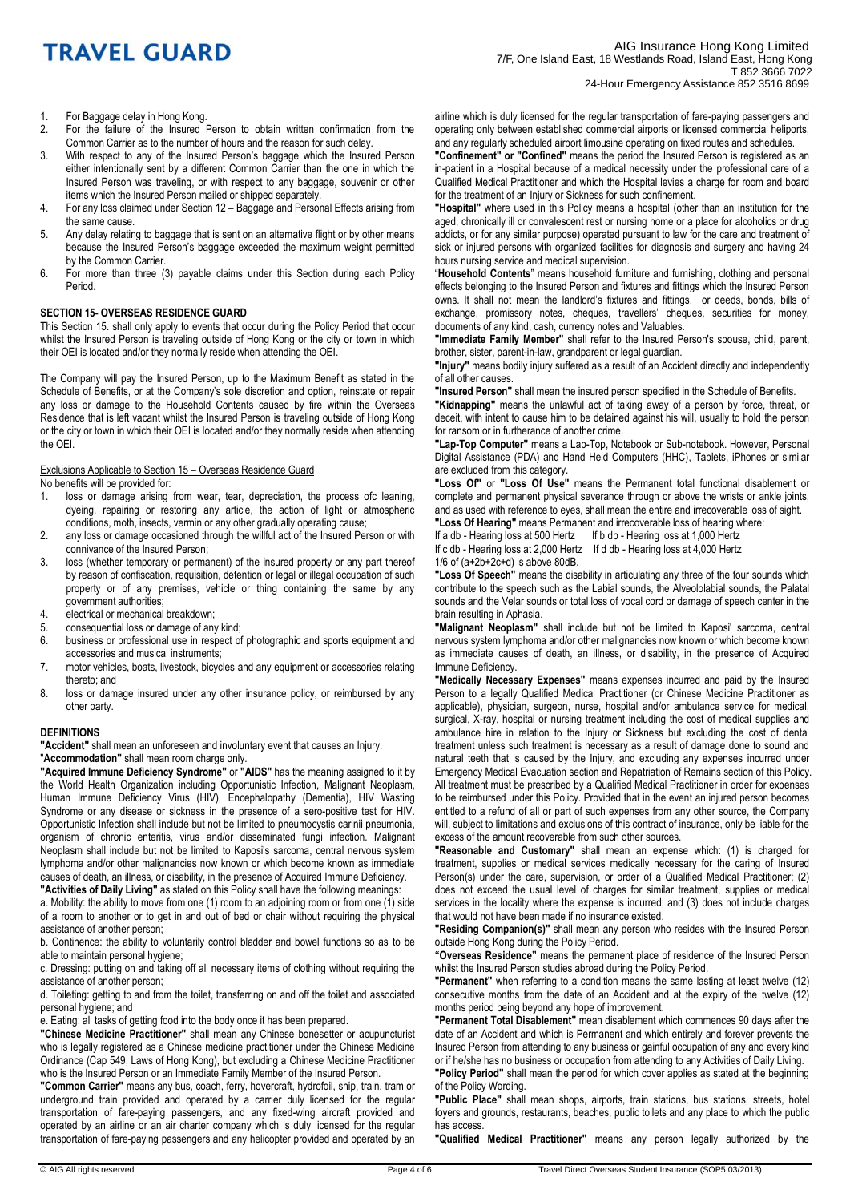1. For Baggage delay in Hong Kong.
2. For the failure of the Insured Person to obtain written confirmation from the Common Carrier as to the number of hours and the reason for such delay.
3. With respect to any of the Insured Person's baggage which the Insured Person either intentionally sent by a different Common Carrier than the one in which the Insured Person was traveling, or with respect to any baggage, souvenir or other items which the Insured Person mailed or shipped separately.
4. For any loss claimed under Section 12 – Baggage and Personal Effects arising from the same cause.
5. Any delay relating to baggage that is sent on an alternative flight or by other means because the Insured Person's baggage exceeded the maximum weight permitted by the Common Carrier.
6. For more than three (3) payable claims under this Section during each Policy Period.

### SECTION 15- OVERSEAS RESIDENCE GUARD

This Section 15. shall only apply to events that occur during the Policy Period that occur whilst the Insured Person is traveling outside of Hong Kong or the city or town in which their OEI is located and/or they normally reside when attending the OEI.

The Company will pay the Insured Person, up to the Maximum Benefit as stated in the Schedule of Benefits, or at the Company's sole discretion and option, reinstate or repair any loss or damage to the Household Contents caused by fire within the Overseas Residence that is left vacant whilst the Insured Person is traveling outside of Hong Kong or the city or town in which their OEI is located and/or they normally reside when attending the OEI.

Exclusions Applicable to Section 15 – Overseas Residence Guard

No benefits will be provided for:

1. loss or damage arising from wear, tear, depreciation, the process ofc leaning, dyeing, repairing or restoring any article, the action of light or atmospheric conditions, moth, insects, vermin or any other gradually operating cause;
2. any loss or damage occasioned through the willful act of the Insured Person or with connivance of the Insured Person;
3. loss (whether temporary or permanent) of the insured property or any part thereof by reason of confiscation, requisition, detention or legal or illegal occupation of such property or of any premises, vehicle or thing containing the same by any government authorities;
4. electrical or mechanical breakdown;
5. consequential loss or damage of any kind;
6. business or professional use in respect of photographic and sports equipment and accessories and musical instruments;
7. motor vehicles, boats, livestock, bicycles and any equipment or accessories relating thereto; and
8. loss or damage insured under any other insurance policy, or reimbursed by any other party.

### DEFINITIONS

**"Accident"** shall mean an unforeseen and involuntary event that causes an Injury.

**"Accommodation"** shall mean room charge only.

**"Acquired Immune Deficiency Syndrome"** or **"AIDS"** has the meaning assigned to it by the World Health Organization including Opportunistic Infection, Malignant Neoplasm, Human Immune Deficiency Virus (HIV), Encephalopathy (Dementia), HIV Wasting Syndrome or any disease or sickness in the presence of a sero-positive test for HIV. Opportunistic Infection shall include but not be limited to pneumocystis carinii pneumonia, organism of chronic enteritis, virus and/or disseminated fungi infection. Malignant Neoplasm shall include but not be limited to Kaposi's sarcoma, central nervous system lymphoma and/or other malignancies now known or which become known as immediate causes of death, an illness, or disability, in the presence of Acquired Immune Deficiency.

**"Activities of Daily Living"** as stated on this Policy shall have the following meanings:

a. Mobility: the ability to move from one (1) room to an adjoining room or from one (1) side of a room to another or to get in and out of bed or chair without requiring the physical assistance of another person;

b. Continence: the ability to voluntarily control bladder and bowel functions so as to be able to maintain personal hygiene;

c. Dressing: putting on and taking off all necessary items of clothing without requiring the assistance of another person;

d. Toileting: getting to and from the toilet, transferring on and off the toilet and associated personal hygiene; and

e. Eating: all tasks of getting food into the body once it has been prepared.

**"Chinese Medicine Practitioner"** shall mean any Chinese bonesetter or acupuncturist who is legally registered as a Chinese medicine practitioner under the Chinese Medicine Ordinance (Cap 549, Laws of Hong Kong), but excluding a Chinese Medicine Practitioner who is the Insured Person or an Immediate Family Member of the Insured Person.

**"Common Carrier"** means any bus, coach, ferry, hovercraft, hydrofoil, ship, train, tram or underground train provided and operated by a carrier duly licensed for the regular transportation of fare-paying passengers, and any fixed-wing aircraft provided and operated by an airline or an air charter company which is duly licensed for the regular transportation of fare-paying passengers and any helicopter provided and operated by an airline which is duly licensed for the regular transportation of fare-paying passengers and operating only between established commercial airports or licensed commercial heliports, and any regularly scheduled airport limousine operating on fixed routes and schedules.

**"Confinement"** or **"Confined"** means the period the Insured Person is registered as an in-patient in a Hospital because of a medical necessity under the professional care of a Qualified Medical Practitioner and which the Hospital levies a charge for room and board for the treatment of an Injury or Sickness for such confinement.

**"Hospital"** where used in this Policy means a hospital (other than an institution for the aged, chronically ill or convalescent rest or nursing home or a place for alcoholics or drug addicts, or for any similar purpose) operated pursuant to law for the care and treatment of sick or injured persons with organized facilities for diagnosis and surgery and having 24 hours nursing service and medical supervision.

"**Household Contents**" means household furniture and furnishing, clothing and personal effects belonging to the Insured Person and fixtures and fittings which the Insured Person owns. It shall not mean the landlord's fixtures and fittings, or deeds, bonds, bills of exchange, promissory notes, cheques, travellers' cheques, securities for money, documents of any kind, cash, currency notes and Valuables.

**"Immediate Family Member"** shall refer to the Insured Person's spouse, child, parent, brother, sister, parent-in-law, grandparent or legal guardian.

**"Injury"** means bodily injury suffered as a result of an Accident directly and independently of all other causes.

**"Insured Person"** shall mean the insured person specified in the Schedule of Benefits.

**"Kidnapping"** means the unlawful act of taking away of a person by force, threat, or deceit, with intent to cause him to be detained against his will, usually to hold the person for ransom or in furtherance of another crime.

**"Lap-Top Computer"** means a Lap-Top, Notebook or Sub-notebook. However, Personal Digital Assistance (PDA) and Hand Held Computers (HHC), Tablets, iPhones or similar are excluded from this category.

**"Loss Of"** or **"Loss Of Use"** means the Permanent total functional disablement or complete and permanent physical severance through or above the wrists or ankle joints, and as used with reference to eyes, shall mean the entire and irrecoverable loss of sight.

**"Loss Of Hearing"** means Permanent and irrecoverable loss of hearing where:

If a db - Hearing loss at 500 Hertz    If b db - Hearing loss at 1,000 Hertz

If c db - Hearing loss at 2,000 Hertz    If d db - Hearing loss at 4,000 Hertz

1/6 of (a+2b+2c+d) is above 80dB.

**"Loss Of Speech"** means the disability in articulating any three of the four sounds which contribute to the speech such as the Labial sounds, the Alveololabial sounds, the Palatal sounds and the Velar sounds or total loss of vocal cord or damage of speech center in the brain resulting in Aphasia.

**"Malignant Neoplasm"** shall include but not be limited to Kaposi' sarcoma, central nervous system lymphoma and/or other malignancies now known or which become known as immediate causes of death, an illness, or disability, in the presence of Acquired Immune Deficiency.

**"Medically Necessary Expenses"** means expenses incurred and paid by the Insured Person to a legally Qualified Medical Practitioner (or Chinese Medicine Practitioner as applicable), physician, surgeon, nurse, hospital and/or ambulance service for medical, surgical, X-ray, hospital or nursing treatment including the cost of medical supplies and ambulance hire in relation to the Injury or Sickness but excluding the cost of dental treatment unless such treatment is necessary as a result of damage done to sound and natural teeth that is caused by the Injury, and excluding any expenses incurred under Emergency Medical Evacuation section and Repatriation of Remains section of this Policy. All treatment must be prescribed by a Qualified Medical Practitioner in order for expenses to be reimbursed under this Policy. Provided that in the event an injured person becomes entitled to a refund of all or part of such expenses from any other source, the Company will, subject to limitations and exclusions of this contract of insurance, only be liable for the excess of the amount recoverable from such other sources.

**"Reasonable and Customary"** shall mean an expense which: (1) is charged for treatment, supplies or medical services medically necessary for the caring of Insured Person(s) under the care, supervision, or order of a Qualified Medical Practitioner; (2) does not exceed the usual level of charges for similar treatment, supplies or medical services in the locality where the expense is incurred; and (3) does not include charges that would not have been made if no insurance existed.

**"Residing Companion(s)"** shall mean any person who resides with the Insured Person outside Hong Kong during the Policy Period.

**"Overseas Residence"** means the permanent place of residence of the Insured Person whilst the Insured Person studies abroad during the Policy Period.

**"Permanent"** when referring to a condition means the same lasting at least twelve (12) consecutive months from the date of an Accident and at the expiry of the twelve (12) months period being beyond any hope of improvement.

**"Permanent Total Disablement"** mean disablement which commences 90 days after the date of an Accident and which is Permanent and which entirely and forever prevents the Insured Person from attending to any business or gainful occupation of any and every kind or if he/she has no business or occupation from attending to any Activities of Daily Living.

**"Policy Period"** shall mean the period for which cover applies as stated at the beginning of the Policy Wording.

**"Public Place"** shall mean shops, airports, train stations, bus stations, streets, hotel foyers and grounds, restaurants, beaches, public toilets and any place to which the public has access.

**"Qualified Medical Practitioner"** means any person legally authorized by the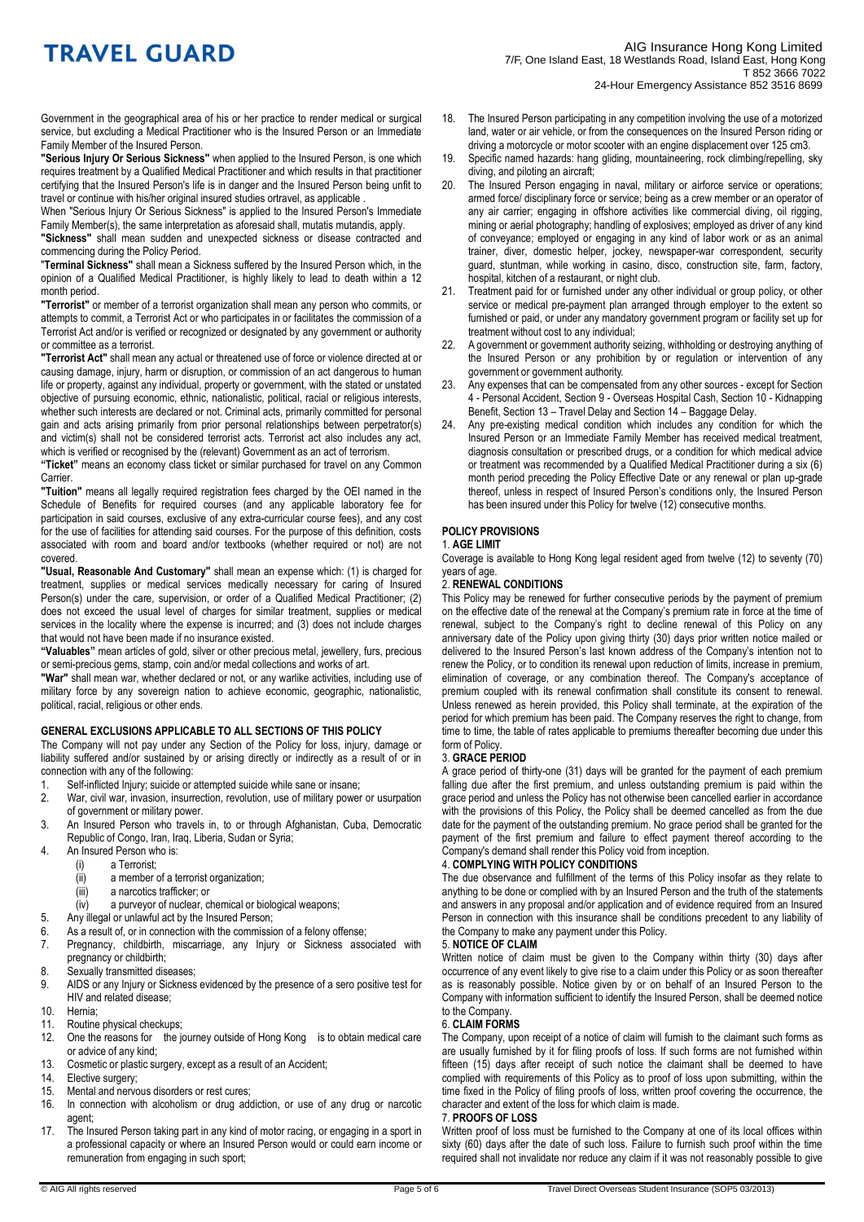Government in the geographical area of his or her practice to render medical or surgical service, but excluding a Medical Practitioner who is the Insured Person or an Immediate Family Member of the Insured Person.

**"Serious Injury Or Serious Sickness"** when applied to the Insured Person, is one which requires treatment by a Qualified Medical Practitioner and which results in that practitioner certifying that the Insured Person's life is in danger and the Insured Person being unfit to travel or continue with his/her original insured studies ortravel, as applicable .

When "Serious Injury Or Serious Sickness" is applied to the Insured Person's Immediate Family Member(s), the same interpretation as aforesaid shall, mutatis mutandis, apply.

**"Sickness"** shall mean sudden and unexpected sickness or disease contracted and commencing during the Policy Period.

**"Terminal Sickness"** shall mean a Sickness suffered by the Insured Person which, in the opinion of a Qualified Medical Practitioner, is highly likely to lead to death within a 12 month period.

**"Terrorist"** or member of a terrorist organization shall mean any person who commits, or attempts to commit, a Terrorist Act or who participates in or facilitates the commission of a Terrorist Act and/or is verified or recognized or designated by any government or authority or committee as a terrorist.

**"Terrorist Act"** shall mean any actual or threatened use of force or violence directed at or causing damage, injury, harm or disruption, or commission of an act dangerous to human life or property, against any individual, property or government, with the stated or unstated objective of pursuing economic, ethnic, nationalistic, political, racial or religious interests, whether such interests are declared or not. Criminal acts, primarily committed for personal gain and acts arising primarily from prior personal relationships between perpetrator(s) and victim(s) shall not be considered terrorist acts. Terrorist act also includes any act, which is verified or recognised by the (relevant) Government as an act of terrorism.

**"Ticket"** means an economy class ticket or similar purchased for travel on any Common Carrier.

**"Tuition"** means all legally required registration fees charged by the OEI named in the Schedule of Benefits for required courses (and any applicable laboratory fee for participation in said courses, exclusive of any extra-curricular course fees), and any cost for the use of facilities for attending said courses. For the purpose of this definition, costs associated with room and board and/or textbooks (whether required or not) are not covered.

**"Usual, Reasonable And Customary"** shall mean an expense which: (1) is charged for treatment, supplies or medical services medically necessary for caring of Insured Person(s) under the care, supervision, or order of a Qualified Medical Practitioner; (2) does not exceed the usual level of charges for similar treatment, supplies or medical services in the locality where the expense is incurred; and (3) does not include charges that would not have been made if no insurance existed.

**"Valuables"** mean articles of gold, silver or other precious metal, jewellery, furs, precious or semi-precious gems, stamp, coin and/or medal collections and works of art.

**"War"** shall mean war, whether declared or not, or any warlike activities, including use of military force by any sovereign nation to achieve economic, geographic, nationalistic, political, racial, religious or other ends.

## GENERAL EXCLUSIONS APPLICABLE TO ALL SECTIONS OF THIS POLICY

The Company will not pay under any Section of the Policy for loss, injury, damage or liability suffered and/or sustained by or arising directly or indirectly as a result of or in connection with any of the following:

1. Self-inflicted Injury; suicide or attempted suicide while sane or insane;
2. War, civil war, invasion, insurrection, revolution, use of military power or usurpation of government or military power.
3. An Insured Person who travels in, to or through Afghanistan, Cuba, Democratic Republic of Congo, Iran, Iraq, Liberia, Sudan or Syria;
4. An Insured Person who is:
   (i) a Terrorist;
   (ii) a member of a terrorist organization;
   (iii) a narcotics trafficker; or
   (iv) a purveyor of nuclear, chemical or biological weapons;
5. Any illegal or unlawful act by the Insured Person;
6. As a result of, or in connection with the commission of a felony offense;
7. Pregnancy, childbirth, miscarriage, any Injury or Sickness associated with pregnancy or childbirth;
8. Sexually transmitted diseases;
9. AIDS or any Injury or Sickness evidenced by the presence of a sero positive test for HIV and related disease;
10. Hernia;
11. Routine physical checkups;
12. One the reasons for the journey outside of Hong Kong is to obtain medical care or advice of any kind;
13. Cosmetic or plastic surgery, except as a result of an Accident;
14. Elective surgery;
15. Mental and nervous disorders or rest cures;
16. In connection with alcoholism or drug addiction, or use of any drug or narcotic agent;
17. The Insured Person taking part in any kind of motor racing, or engaging in a sport in a professional capacity or where an Insured Person would or could earn income or remuneration from engaging in such sport;
18. The Insured Person participating in any competition involving the use of a motorized land, water or air vehicle, or from the consequences on the Insured Person riding or driving a motorcycle or motor scooter with an engine displacement over 125 cm3.
19. Specific named hazards: hang gliding, mountaineering, rock climbing/repelling, sky diving, and piloting an aircraft;
20. The Insured Person engaging in naval, military or airforce service or operations; armed force/ disciplinary force or service; being as a crew member or an operator of any air carrier; engaging in offshore activities like commercial diving, oil rigging, mining or aerial photography; handling of explosives; employed as driver of any kind of conveyance; employed or engaging in any kind of labor work or as an animal trainer, diver, domestic helper, jockey, newspaper-war correspondent, security guard, stuntman, while working in casino, disco, construction site, farm, factory, hospital, kitchen of a restaurant, or night club.
21. Treatment paid for or furnished under any other individual or group policy, or other service or medical pre-payment plan arranged through employer to the extent so furnished or paid, or under any mandatory government program or facility set up for treatment without cost to any individual;
22. A government or government authority seizing, withholding or destroying anything of the Insured Person or any prohibition by or regulation or intervention of any government or government authority.
23. Any expenses that can be compensated from any other sources - except for Section 4 - Personal Accident, Section 9 - Overseas Hospital Cash, Section 10 - Kidnapping Benefit, Section 13 – Travel Delay and Section 14 – Baggage Delay.
24. Any pre-existing medical condition which includes any condition for which the Insured Person or an Immediate Family Member has received medical treatment, diagnosis consultation or prescribed drugs, or a condition for which medical advice or treatment was recommended by a Qualified Medical Practitioner during a six (6) month period preceding the Policy Effective Date or any renewal or plan up-grade thereof, unless in respect of Insured Person's conditions only, the Insured Person has been insured under this Policy for twelve (12) consecutive months.

## POLICY PROVISIONS

### 1. AGE LIMIT

Coverage is available to Hong Kong legal resident aged from twelve (12) to seventy (70) years of age.

### 2. RENEWAL CONDITIONS

This Policy may be renewed for further consecutive periods by the payment of premium on the effective date of the renewal at the Company's premium rate in force at the time of renewal, subject to the Company's right to decline renewal of this Policy on any anniversary date of the Policy upon giving thirty (30) days prior written notice mailed or delivered to the Insured Person's last known address of the Company's intention not to renew the Policy, or to condition its renewal upon reduction of limits, increase in premium, elimination of coverage, or any combination thereof. The Company's acceptance of premium coupled with its renewal confirmation shall constitute its consent to renewal. Unless renewed as herein provided, this Policy shall terminate, at the expiration of the period for which premium has been paid. The Company reserves the right to change, from time to time, the table of rates applicable to premiums thereafter becoming due under this form of Policy.

### 3. GRACE PERIOD

A grace period of thirty-one (31) days will be granted for the payment of each premium falling due after the first premium, and unless outstanding premium is paid within the grace period and unless the Policy has not otherwise been cancelled earlier in accordance with the provisions of this Policy, the Policy shall be deemed cancelled as from the due date for the payment of the outstanding premium. No grace period shall be granted for the payment of the first premium and failure to effect payment thereof according to the Company's demand shall render this Policy void from inception.

### 4. COMPLYING WITH POLICY CONDITIONS

The due observance and fulfillment of the terms of this Policy insofar as they relate to anything to be done or complied with by an Insured Person and the truth of the statements and answers in any proposal and/or application and of evidence required from an Insured Person in connection with this insurance shall be conditions precedent to any liability of the Company to make any payment under this Policy.

### 5. NOTICE OF CLAIM

Written notice of claim must be given to the Company within thirty (30) days after occurrence of any event likely to give rise to a claim under this Policy or as soon thereafter as is reasonably possible. Notice given by or on behalf of an Insured Person to the Company with information sufficient to identify the Insured Person, shall be deemed notice to the Company.

### 6. CLAIM FORMS

The Company, upon receipt of a notice of claim will furnish to the claimant such forms as are usually furnished by it for filing proofs of loss. If such forms are not furnished within fifteen (15) days after receipt of such notice the claimant shall be deemed to have complied with requirements of this Policy as to proof of loss upon submitting, within the time fixed in the Policy of filing proofs of loss, written proof covering the occurrence, the character and extent of the loss for which claim is made.

### 7. PROOFS OF LOSS

Written proof of loss must be furnished to the Company at one of its local offices within sixty (60) days after the date of such loss. Failure to furnish such proof within the time required shall not invalidate nor reduce any claim if it was not reasonably possible to give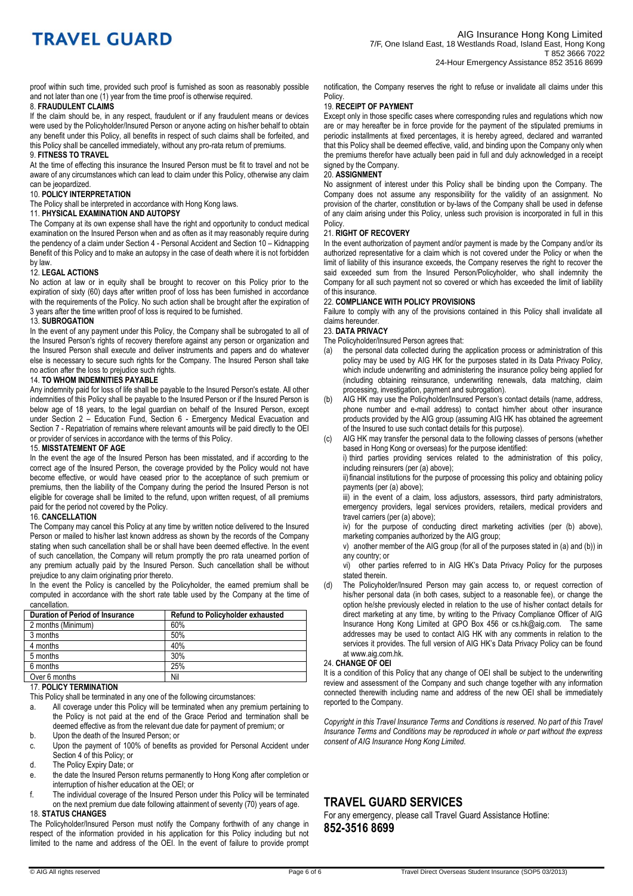proof within such time, provided such proof is furnished as soon as reasonably possible and not later than one (1) year from the time proof is otherwise required.

**8. FRAUDULENT CLAIMS**

If the claim should be, in any respect, fraudulent or if any fraudulent means or devices were used by the Policyholder/Insured Person or anyone acting on his/her behalf to obtain any benefit under this Policy, all benefits in respect of such claims shall be forfeited, and this Policy shall be cancelled immediately, without any pro-rata return of premiums.

**9. FITNESS TO TRAVEL**

At the time of effecting this insurance the Insured Person must be fit to travel and not be aware of any circumstances which can lead to claim under this Policy, otherwise any claim can be jeopardized.

**10. POLICY INTERPRETATION**

The Policy shall be interpreted in accordance with Hong Kong laws.

**11. PHYSICAL EXAMINATION AND AUTOPSY**

The Company at its own expense shall have the right and opportunity to conduct medical examination on the Insured Person when and as often as it may reasonably require during the pendency of a claim under Section 4 - Personal Accident and Section 10 – Kidnapping Benefit of this Policy and to make an autopsy in the case of death where it is not forbidden by law.

**12. LEGAL ACTIONS**

No action at law or in equity shall be brought to recover on this Policy prior to the expiration of sixty (60) days after written proof of loss has been furnished in accordance with the requirements of the Policy. No such action shall be brought after the expiration of 3 years after the time written proof of loss is required to be furnished.

**13. SUBROGATION**

In the event of any payment under this Policy, the Company shall be subrogated to all of the Insured Person's rights of recovery therefore against any person or organization and the Insured Person shall execute and deliver instruments and papers and do whatever else is necessary to secure such rights for the Company. The Insured Person shall take no action after the loss to prejudice such rights.

**14. TO WHOM INDEMNITIES PAYABLE**

Any indemnity paid for loss of life shall be payable to the Insured Person's estate. All other indemnities of this Policy shall be payable to the Insured Person or if the Insured Person is below age of 18 years, to the legal guardian on behalf of the Insured Person, except under Section 2 – Education Fund, Section 6 - Emergency Medical Evacuation and Section 7 - Repatriation of remains where relevant amounts will be paid directly to the OEI or provider of services in accordance with the terms of this Policy.

**15. MISSTATEMENT OF AGE**

In the event the age of the Insured Person has been misstated, and if according to the correct age of the Insured Person, the coverage provided by the Policy would not have become effective, or would have ceased prior to the acceptance of such premium or premiums, then the liability of the Company during the period the Insured Person is not eligible for coverage shall be limited to the refund, upon written request, of all premiums paid for the period not covered by the Policy.

**16. CANCELLATION**

The Company may cancel this Policy at any time by written notice delivered to the Insured Person or mailed to his/her last known address as shown by the records of the Company stating when such cancellation shall be or shall have been deemed effective. In the event of such cancellation, the Company will return promptly the pro rata unearned portion of any premium actually paid by the Insured Person. Such cancellation shall be without prejudice to any claim originating prior thereto.

In the event the Policy is cancelled by the Policyholder, the earned premium shall be computed in accordance with the short rate table used by the Company at the time of cancellation.

| Duration of Period of Insurance | Refund to Policyholder exhausted |
|---|---|
| 2 months (Minimum) | 60% |
| 3 months | 50% |
| 4 months | 40% |
| 5 months | 30% |
| 6 months | 25% |
| Over 6 months | Nil |

**17. POLICY TERMINATION**

This Policy shall be terminated in any one of the following circumstances:

a. All coverage under this Policy will be terminated when any premium pertaining to the Policy is not paid at the end of the Grace Period and termination shall be deemed effective as from the relevant due date for payment of premium; or
b. Upon the death of the Insured Person; or
c. Upon the payment of 100% of benefits as provided for Personal Accident under Section 4 of this Policy; or
d. The Policy Expiry Date; or
e. the date the Insured Person returns permanently to Hong Kong after completion or interruption of his/her education at the OEI; or
f. The individual coverage of the Insured Person under this Policy will be terminated on the next premium due date following attainment of seventy (70) years of age.

**18. STATUS CHANGES**

The Policyholder/Insured Person must notify the Company forthwith of any change in respect of the information provided in his application for this Policy including but not limited to the name and address of the OEI. In the event of failure to provide prompt notification, the Company reserves the right to refuse or invalidate all claims under this Policy.

**19. RECEIPT OF THE PAYMENT**

Except only in those specific cases where corresponding rules and regulations which now are or may hereafter be in force provide for the payment of the stipulated premiums in periodic installments at fixed percentages, it is hereby agreed, declared and warranted that this Policy shall be deemed effective, valid, and binding upon the Company only when the premiums therefor have actually been paid in full and duly acknowledged in a receipt signed by the Company.

**20. ASSIGNMENT**

No assignment of interest under this Policy shall be binding upon the Company. The Company does not assume any responsibility for the validity of an assignment. No provision of the charter, constitution or by-laws of the Company shall be used in defense of any claim arising under this Policy, unless such provision is incorporated in full in this Policy.

**21. RIGHT OF RECOVERY**

In the event authorization of payment and/or payment is made by the Company and/or its authorized representative for a claim which is not covered under the Policy or when the limit of liability of this insurance exceeds, the Company reserves the right to recover the said exceeded sum from the Insured Person/Policyholder, who shall indemnity the Company for all such payment not so covered or which has exceeded the limit of liability of this insurance.

**22. COMPLIANCE WITH POLICY PROVISIONS**

Failure to comply with any of the provisions contained in this Policy shall invalidate all claims hereunder.

**23. DATA PRIVACY**

The Policyholder/Insured Person agrees that:

(a) the personal data collected during the application process or administration of this policy may be used by AIG HK for the purposes stated in its Data Privacy Policy, which include underwriting and administering the insurance policy being applied for (including obtaining reinsurance, underwriting renewals, data matching, claim processing, investigation, payment and subrogation).
(b) AIG HK may use the Policyholder/Insured Person's contact details (name, address, phone number and e-mail address) to contact him/her about other insurance products provided by the AIG group (assuming AIG HK has obtained the agreement of the Insured to use such contact details for this purpose).
(c) AIG HK may transfer the personal data to the following classes of persons (whether based in Hong Kong or overseas) for the purpose identified:
    i) third parties providing services related to the administration of this policy, including reinsurers (per (a) above);
    ii) financial institutions for the purpose of processing this policy and obtaining policy payments (per (a) above);
    iii) in the event of a claim, loss adjustors, assessors, third party administrators, emergency providers, legal services providers, retailers, medical providers and travel carriers (per (a) above);
    iv) for the purpose of conducting direct marketing activities (per (b) above), marketing companies authorized by the AIG group;
    v) another member of the AIG group (for all of the purposes stated in (a) and (b)) in any country; or
    vi) other parties referred to in AIG HK's Data Privacy Policy for the purposes stated therein.
(d) The Policyholder/Insured Person may gain access to, or request correction of his/her personal data (in both cases, subject to a reasonable fee), or change the option he/she previously elected in relation to the use of his/her contact details for direct marketing at any time, by writing to the Privacy Compliance Officer of AIG Insurance Hong Kong Limited at GPO Box 456 or cs.hk@aig.com. The same addresses may be used to contact AIG HK with any comments in relation to the services it provides. The full version of AIG HK's Data Privacy Policy can be found at www.aig.com.hk.

**24. CHANGE OF OEI**

It is a condition of this Policy that any change of OEI shall be subject to the underwriting review and assessment of the Company and such change together with any information connected therewith including name and address of the new OEI shall be immediately reported to the Company.

*Copyright in this Travel Insurance Terms and Conditions is reserved. No part of this Travel Insurance Terms and Conditions may be reproduced in whole or part without the express consent of AIG Insurance Hong Kong Limited.*

## TRAVEL GUARD SERVICES

For any emergency, please call Travel Guard Assistance Hotline:

**852-3516 8699**